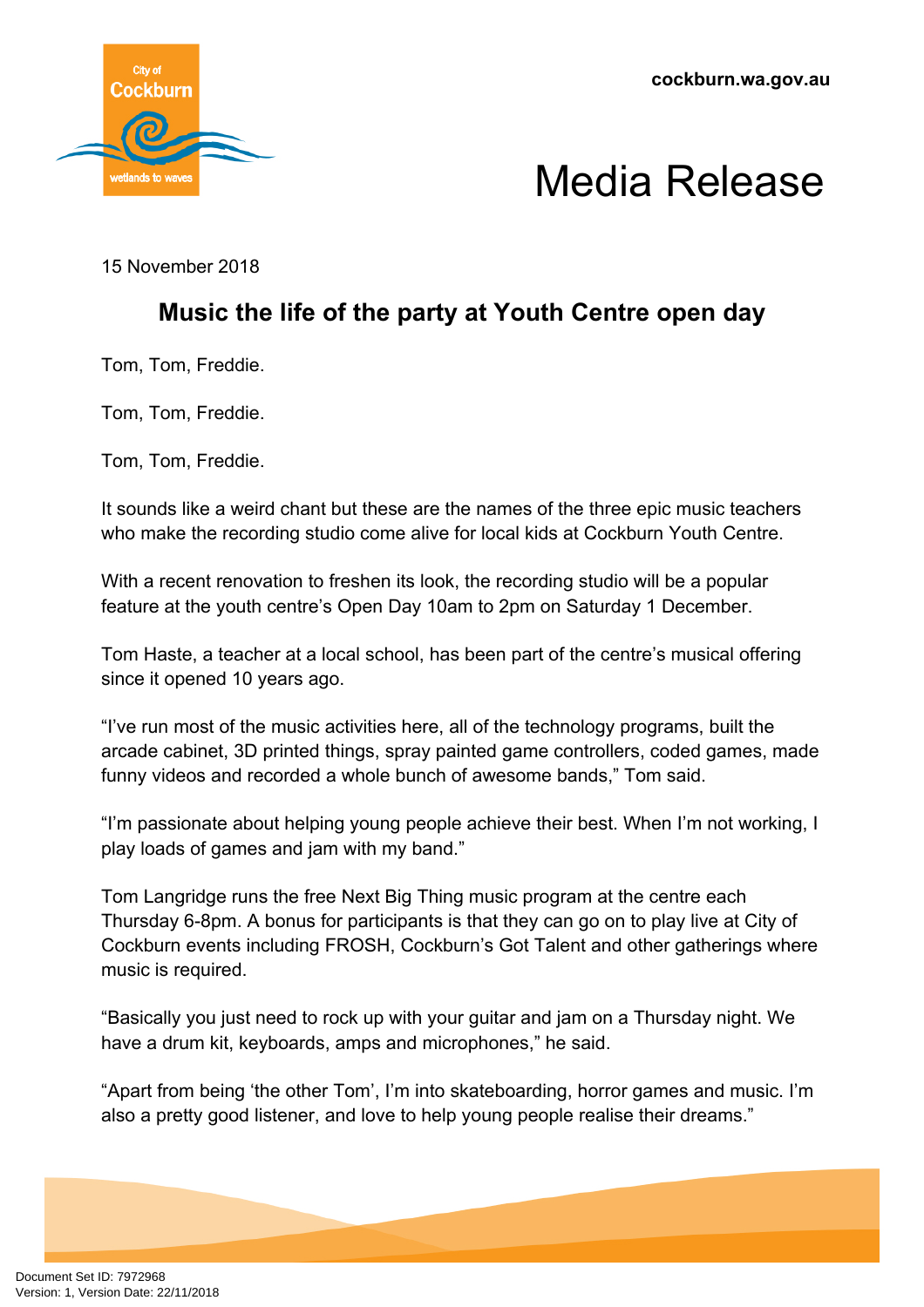# Media Release

15 November 2018

## Music the life of the party at Youth Centre open day

Tom, Tom, Freddie.

Tom, Tom, Freddie.

Tom, Tom, Freddie.

It sounds like a weird chant but these are the names of the three epic music teachers who make the recording studio come alive for local kids at Cockburn Youth Centre.

With a recent renovation to freshen its look, the recording studio will be a popular feature at the youth centre's Open Day 10am to 2pm on Saturday 1 December.

Tom Haste, a teacher at a local school, has been part of the centre's musical offering since it opened 10 years ago.

"I've run most of the music activities here, all of the technology programs, built the arcade cabinet, 3D printed things, spray painted game controllers, coded games, made funny videos and recorded a whole bunch of awesome bands," Tom said.

"I'm passionate about helping young people achieve their best. When I'm not working, I play loads of games and jam with my band."

Tom Langridge runs the free Next Big Thing music program at the centre each Thursday 6-8pm. A bonus for participants is that they can go on to play live at City of Cockburn events including FROSH, Cockburn's Got Talent and other gatherings where music is required.

"Basically you just need to rock up with your guitar and jam on a Thursday night. We have a drum kit, keyboards, amps and microphones," he said.

"Apart from being 'the other Tom', I'm into skateboarding, horror games and music. I'm also a pretty good listener, and love to help young people realise their dreams."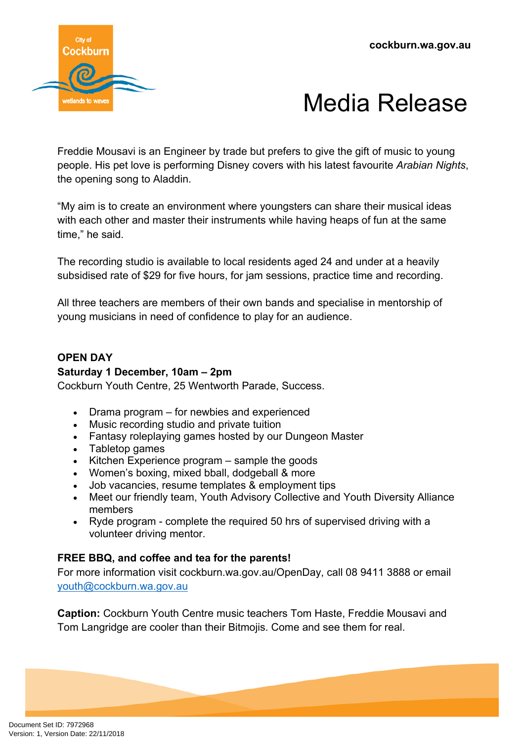# Media Release

Freddie Mousavi is an Engineer by trade but prefers to give the gift of music to young people. His pet love is performing Disney covers with his latest favourite *Arabian Nights*, the opening song to Aladdin.

"My aim is to create an environment where youngsters can share their musical ideas with each other and master their instruments while having heaps of fun at the same time," he said.

The recording studio is available to local residents aged 24 and under at a heavily subsidised rate of $29 for five hours, for jam sessions, practice time and recording.

All three teachers are members of their own bands and specialise in mentorship of young musicians in need of confidence to play for an audience.

**OPEN DAY**

**Saturday 1 December, 10am – 2pm**

Cockburn Youth Centre, 25 Wentworth Parade, Success.

- Drama program – for newbies and experienced
- Music recording studio and private tuition
- Fantasy roleplaying games hosted by our Dungeon Master
- Tabletop games
- Kitchen Experience program – sample the goods
- Women's boxing, mixed bball, dodgeball & more
- Job vacancies, resume templates & employment tips
- Meet our friendly team, Youth Advisory Collective and Youth Diversity Alliance members
- Ryde program - complete the required 50 hrs of supervised driving with a volunteer driving mentor.

**FREE BBQ, and coffee and tea for the parents!**

For more information visit cockburn.wa.gov.au/OpenDay, call 08 9411 3888 or email youth@cockburn.wa.gov.au

**Caption:** Cockburn Youth Centre music teachers Tom Haste, Freddie Mousavi and Tom Langridge are cooler than their Bitmojis. Come and see them for real.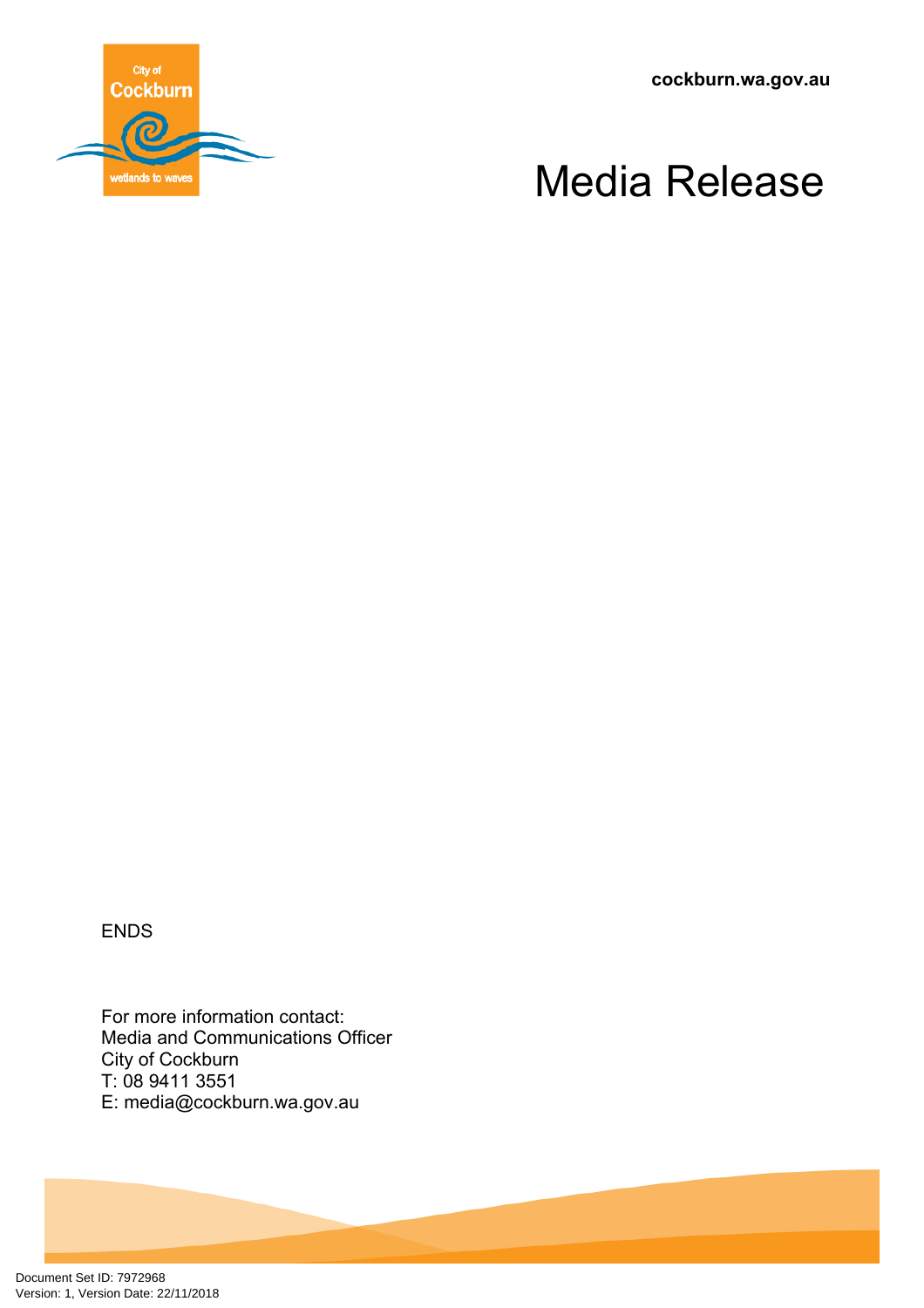cockburn.wa.gov.au

# Media Release

ENDS

For more information contact:
Media and Communications Officer
City of Cockburn
T: 08 9411 3551
E: media@cockburn.wa.gov.au

Document Set ID: 7972968
Version: 1, Version Date: 22/11/2018